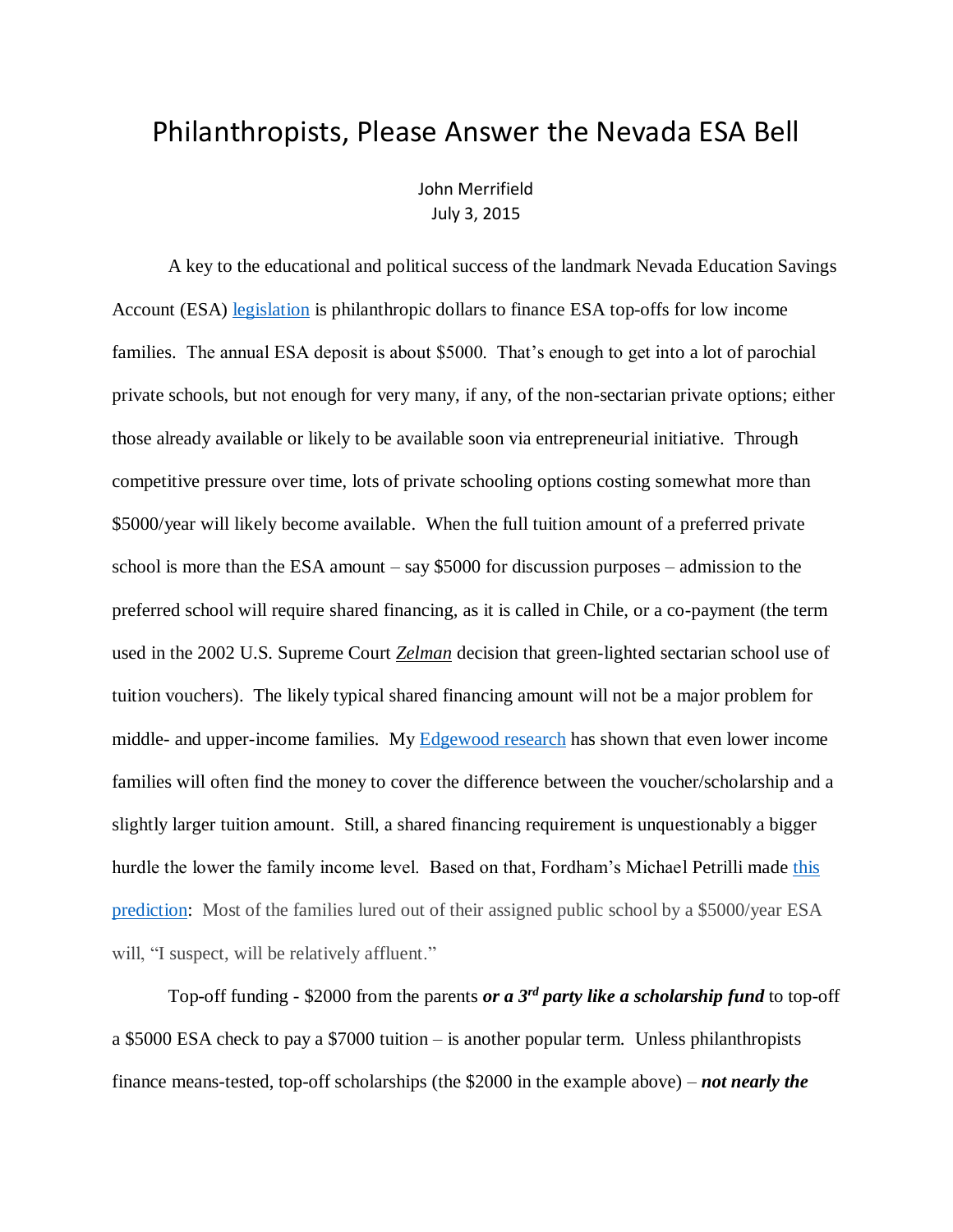# Philanthropists, Please Answer the Nevada ESA Bell

John Merrifield
July 3, 2015

A key to the educational and political success of the landmark Nevada Education Savings Account (ESA) legislation is philanthropic dollars to finance ESA top-offs for low income families. The annual ESA deposit is about $5000. That's enough to get into a lot of parochial private schools, but not enough for very many, if any, of the non-sectarian private options; either those already available or likely to be available soon via entrepreneurial initiative. Through competitive pressure over time, lots of private schooling options costing somewhat more than $5000/year will likely become available. When the full tuition amount of a preferred private school is more than the ESA amount – say $5000 for discussion purposes – admission to the preferred school will require shared financing, as it is called in Chile, or a co-payment (the term used in the 2002 U.S. Supreme Court ***Zelman*** decision that green-lighted sectarian school use of tuition vouchers). The likely typical shared financing amount will not be a major problem for middle- and upper-income families. My Edgewood research has shown that even lower income families will often find the money to cover the difference between the voucher/scholarship and a slightly larger tuition amount. Still, a shared financing requirement is unquestionably a bigger hurdle the lower the family income level. Based on that, Fordham's Michael Petrilli made this prediction: Most of the families lured out of their assigned public school by a $5000/year ESA will, "I suspect, will be relatively affluent."

Top-off funding - $2000 from the parents ***or a 3rd party like a scholarship fund*** to top-off a $5000 ESA check to pay a $7000 tuition – is another popular term. Unless philanthropists finance means-tested, top-off scholarships (the $2000 in the example above) – ***not nearly the***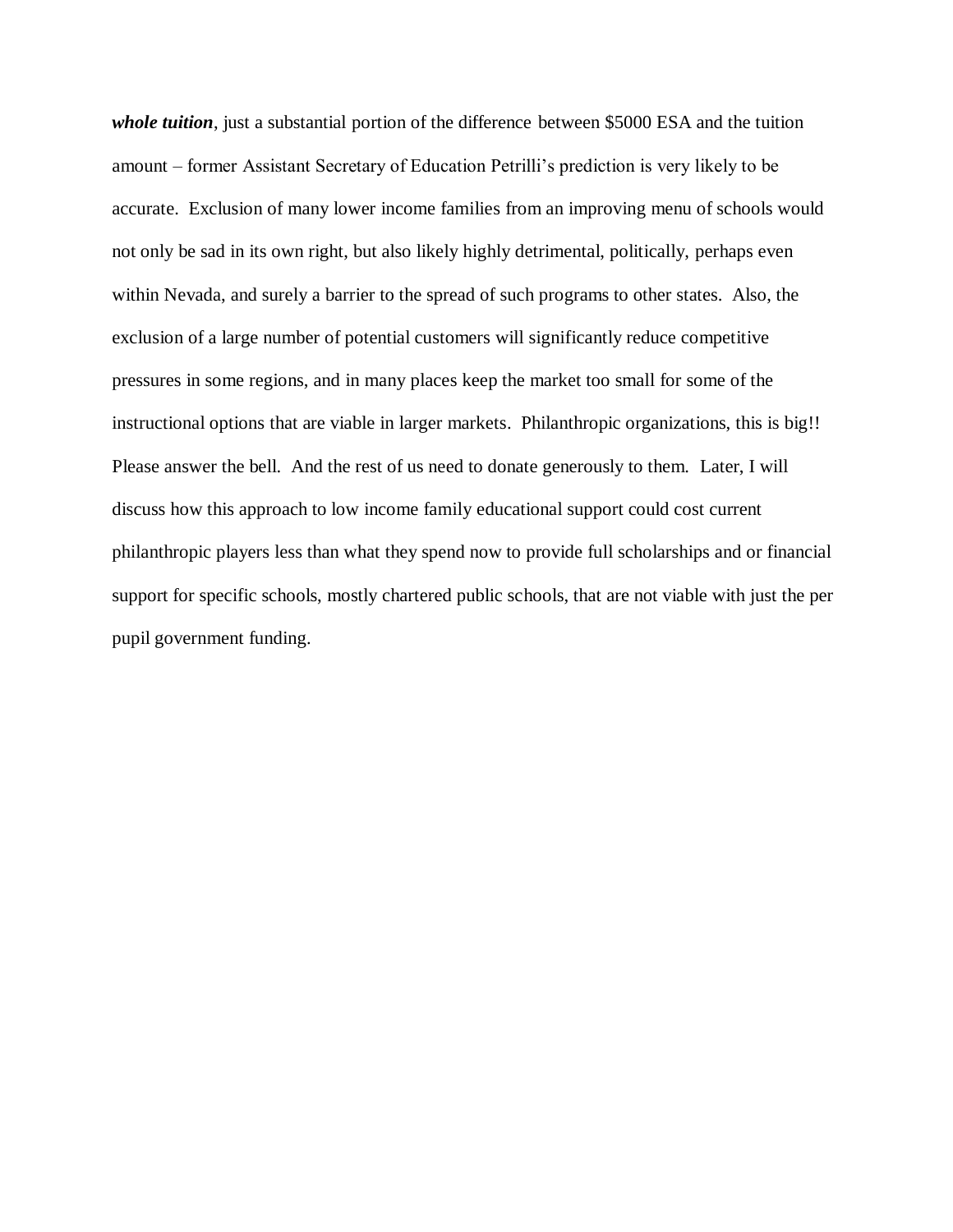***whole tuition***, just a substantial portion of the difference between $5000 ESA and the tuition amount – former Assistant Secretary of Education Petrilli's prediction is very likely to be accurate. Exclusion of many lower income families from an improving menu of schools would not only be sad in its own right, but also likely highly detrimental, politically, perhaps even within Nevada, and surely a barrier to the spread of such programs to other states. Also, the exclusion of a large number of potential customers will significantly reduce competitive pressures in some regions, and in many places keep the market too small for some of the instructional options that are viable in larger markets. Philanthropic organizations, this is big!! Please answer the bell. And the rest of us need to donate generously to them. Later, I will discuss how this approach to low income family educational support could cost current philanthropic players less than what they spend now to provide full scholarships and or financial support for specific schools, mostly chartered public schools, that are not viable with just the per pupil government funding.